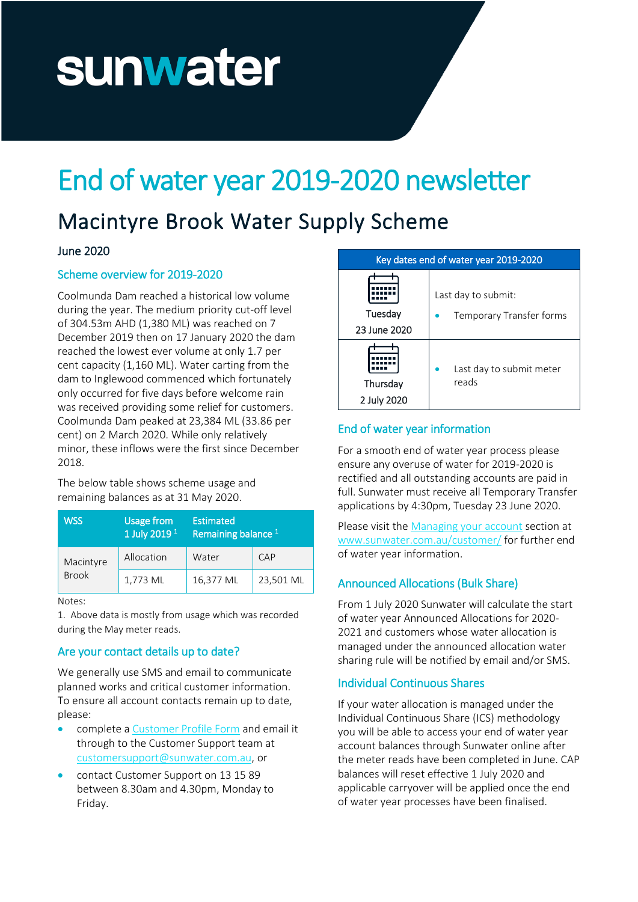sunwater

# End of water year 2019-2020 newsletter

## Macintyre Brook Water Supply Scheme

June 2020

### Scheme overview for 2019-2020

Coolmunda Dam reached a historical low volume during the year. The medium priority cut-off level of 304.53m AHD (1,380 ML) was reached on 7 December 2019 then on 17 January 2020 the dam reached the lowest ever volume at only 1.7 per cent capacity (1,160 ML). Water carting from the dam to Inglewood commenced which fortunately only occurred for five days before welcome rain was received providing some relief for customers. Coolmunda Dam peaked at 23,384 ML (33.86 per cent) on 2 March 2020. While only relatively minor, these inflows were the first since December 2018.

The below table shows scheme usage and remaining balances as at 31 May 2020.

| WSS | Usage from 1 July 2019 [1] | Estimated Remaining balance [1] | |
|---|---|---|---|
| | Allocation | Water | CAP |
| Macintyre Brook | 1,773 ML | 16,377 ML | 23,501 ML |

Notes:

1. Above data is mostly from usage which was recorded during the May meter reads.

### Are your contact details up to date?

We generally use SMS and email to communicate planned works and critical customer information. To ensure all account contacts remain up to date, please:

- complete a Customer Profile Form and email it through to the Customer Support team at customersupport@sunwater.com.au, or
- contact Customer Support on 13 15 89 between 8.30am and 4.30pm, Monday to Friday.

| Key dates end of water year 2019-2020 | |
|---|---|
| Tuesday 23 June 2020 | Last day to submit: <br>• Temporary Transfer forms |
| Thursday 2 July 2020 | • Last day to submit meter reads |

### End of water year information

For a smooth end of water year process please ensure any overuse of water for 2019-2020 is rectified and all outstanding accounts are paid in full. Sunwater must receive all Temporary Transfer applications by 4:30pm, Tuesday 23 June 2020.

Please visit the Managing your account section at www.sunwater.com.au/customer/ for further end of water year information.

### Announced Allocations (Bulk Share)

From 1 July 2020 Sunwater will calculate the start of water year Announced Allocations for 2020-2021 and customers whose water allocation is managed under the announced allocation water sharing rule will be notified by email and/or SMS.

### Individual Continuous Shares

If your water allocation is managed under the Individual Continuous Share (ICS) methodology you will be able to access your end of water year account balances through Sunwater online after the meter reads have been completed in June. CAP balances will reset effective 1 July 2020 and applicable carryover will be applied once the end of water year processes have been finalised.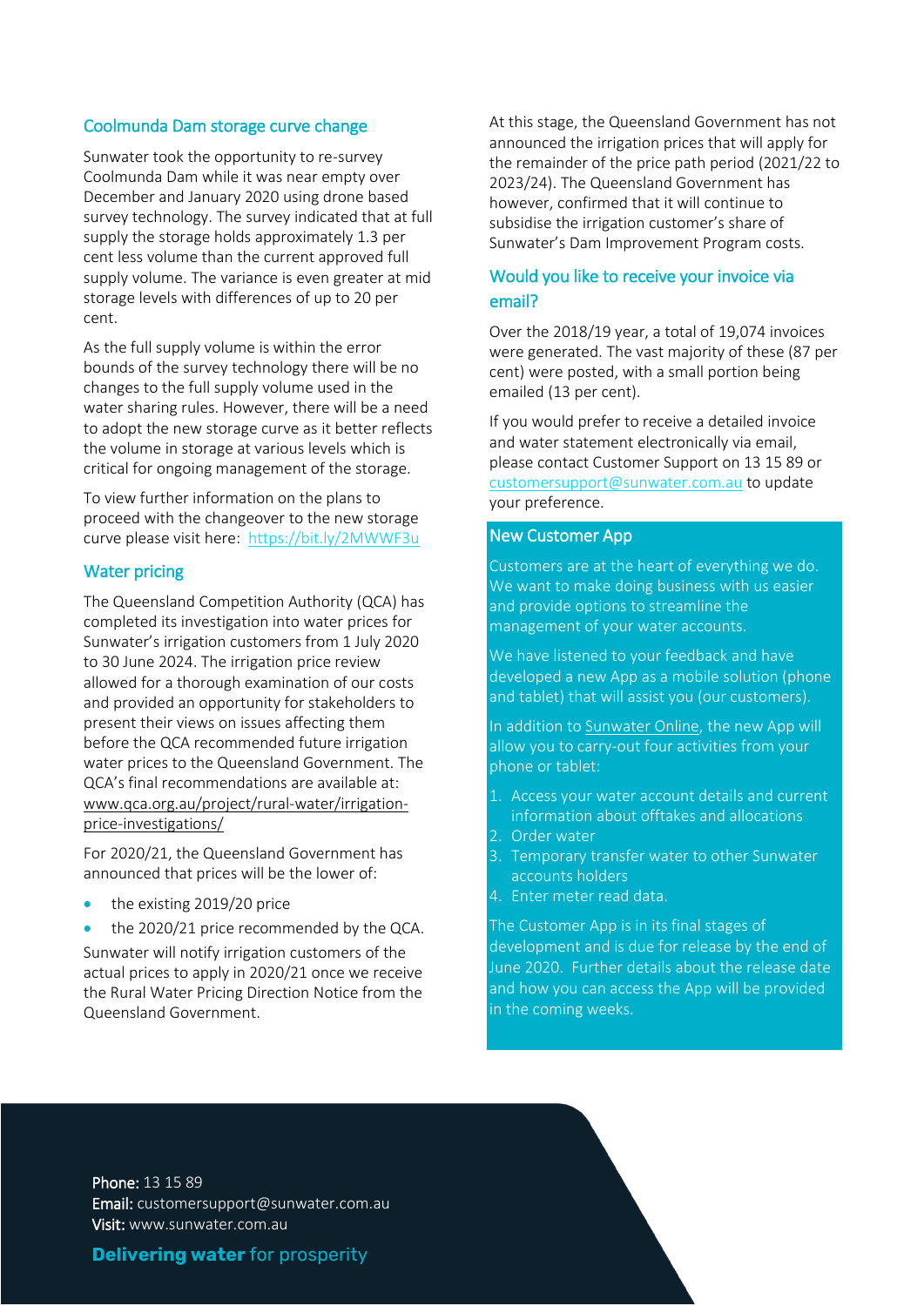## Coolmunda Dam storage curve change

Sunwater took the opportunity to re-survey Coolmunda Dam while it was near empty over December and January 2020 using drone based survey technology. The survey indicated that at full supply the storage holds approximately 1.3 per cent less volume than the current approved full supply volume. The variance is even greater at mid storage levels with differences of up to 20 per cent.

As the full supply volume is within the error bounds of the survey technology there will be no changes to the full supply volume used in the water sharing rules. However, there will be a need to adopt the new storage curve as it better reflects the volume in storage at various levels which is critical for ongoing management of the storage.

To view further information on the plans to proceed with the changeover to the new storage curve please visit here: https://bit.ly/2MWWF3u

## Water pricing

The Queensland Competition Authority (QCA) has completed its investigation into water prices for Sunwater's irrigation customers from 1 July 2020 to 30 June 2024. The irrigation price review allowed for a thorough examination of our costs and provided an opportunity for stakeholders to present their views on issues affecting them before the QCA recommended future irrigation water prices to the Queensland Government. The QCA's final recommendations are available at: www.qca.org.au/project/rural-water/irrigation-price-investigations/

For 2020/21, the Queensland Government has announced that prices will be the lower of:

- the existing 2019/20 price
- the 2020/21 price recommended by the QCA.

Sunwater will notify irrigation customers of the actual prices to apply in 2020/21 once we receive the Rural Water Pricing Direction Notice from the Queensland Government.

At this stage, the Queensland Government has not announced the irrigation prices that will apply for the remainder of the price path period (2021/22 to 2023/24). The Queensland Government has however, confirmed that it will continue to subsidise the irrigation customer's share of Sunwater's Dam Improvement Program costs.

## Would you like to receive your invoice via email?

Over the 2018/19 year, a total of 19,074 invoices were generated. The vast majority of these (87 per cent) were posted, with a small portion being emailed (13 per cent).

If you would prefer to receive a detailed invoice and water statement electronically via email, please contact Customer Support on 13 15 89 or customersupport@sunwater.com.au to update your preference.

## New Customer App

Customers are at the heart of everything we do. We want to make doing business with us easier and provide options to streamline the management of your water accounts.

We have listened to your feedback and have developed a new App as a mobile solution (phone and tablet) that will assist you (our customers).

In addition to Sunwater Online, the new App will allow you to carry-out four activities from your phone or tablet:

1. Access your water account details and current information about offtakes and allocations
2. Order water
3. Temporary transfer water to other Sunwater accounts holders
4. Enter meter read data.

The Customer App is in its final stages of development and is due for release by the end of June 2020. Further details about the release date and how you can access the App will be provided in the coming weeks.

**Phone:** 13 15 89
**Email:** customersupport@sunwater.com.au
**Visit:** www.sunwater.com.au

**Delivering water** for prosperity